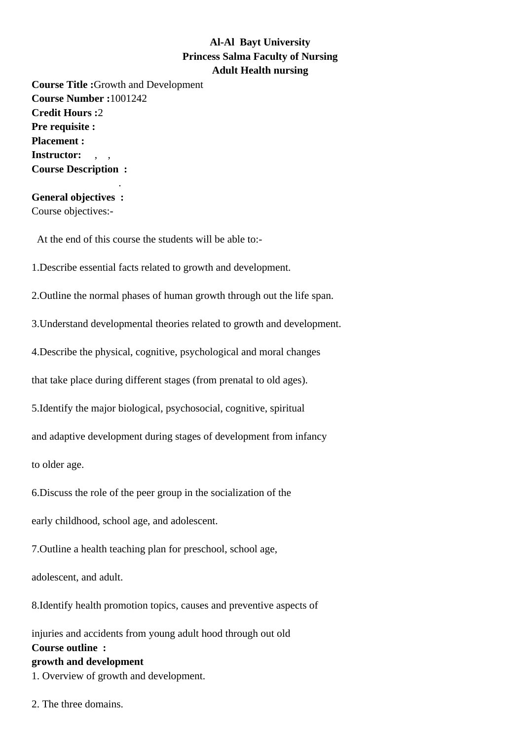**Al-Al Bayt University**
**Princess Salma Faculty of Nursing**
**Adult Health nursing**

**Course Title :** Growth and Development
**Course Number :** 1001242
**Credit Hours :** 2
**Pre requisite :**
**Placement :**
**Instructor:** , ,
**Course Description :**
.
**General objectives :**
Course objectives:-

At the end of this course the students will be able to:-

1. Describe essential facts related to growth and development.

2. Outline the normal phases of human growth through out the life span.

3. Understand developmental theories related to growth and development.

4. Describe the physical, cognitive, psychological and moral changes that take place during different stages (from prenatal to old ages).

5. Identify the major biological, psychosocial, cognitive, spiritual and adaptive development during stages of development from infancy to older age.

6. Discuss the role of the peer group in the socialization of the early childhood, school age, and adolescent.

7. Outline a health teaching plan for preschool, school age, adolescent, and adult.

8. Identify health promotion topics, causes and preventive aspects of injuries and accidents from young adult hood through out old

**Course outline :**
**growth and development**

1. Overview of growth and development.

2. The three domains.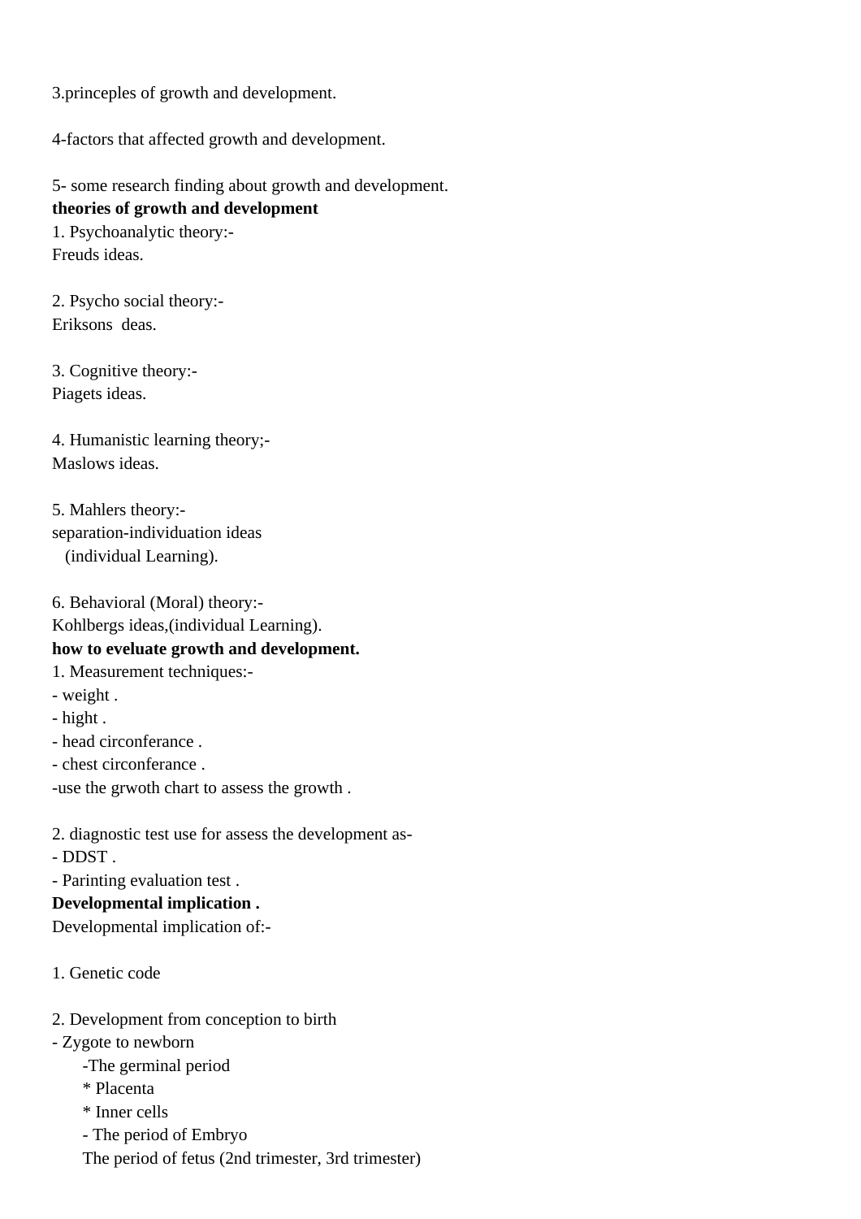3.princeples of growth and development.

4-factors that affected growth and development.

5- some research finding about growth and development.

**theories of growth and development**

1. Psychoanalytic theory:-
Freuds ideas.

2. Psycho social theory:-
Eriksons  deas.

3. Cognitive theory:-
Piagets ideas.

4. Humanistic learning theory;-
Maslows ideas.

5. Mahlers theory:-
separation-individuation ideas
(individual Learning).

6. Behavioral (Moral) theory:-
Kohlbergs ideas,(individual Learning).

**how to eveluate growth and development.**

1. Measurement techniques:-
- weight .
- hight .
- head circonferance .
- chest circonferance .
-use the grwoth chart to assess the growth .

2. diagnostic test use for assess the development as-
- DDST .
- Parinting evaluation test .

**Developmental implication .**

Developmental implication of:-

1. Genetic code

2. Development from conception to birth
- Zygote to newborn
    -The germinal period
    * Placenta
    * Inner cells
    - The period of Embryo
    The period of fetus (2nd trimester, 3rd trimester)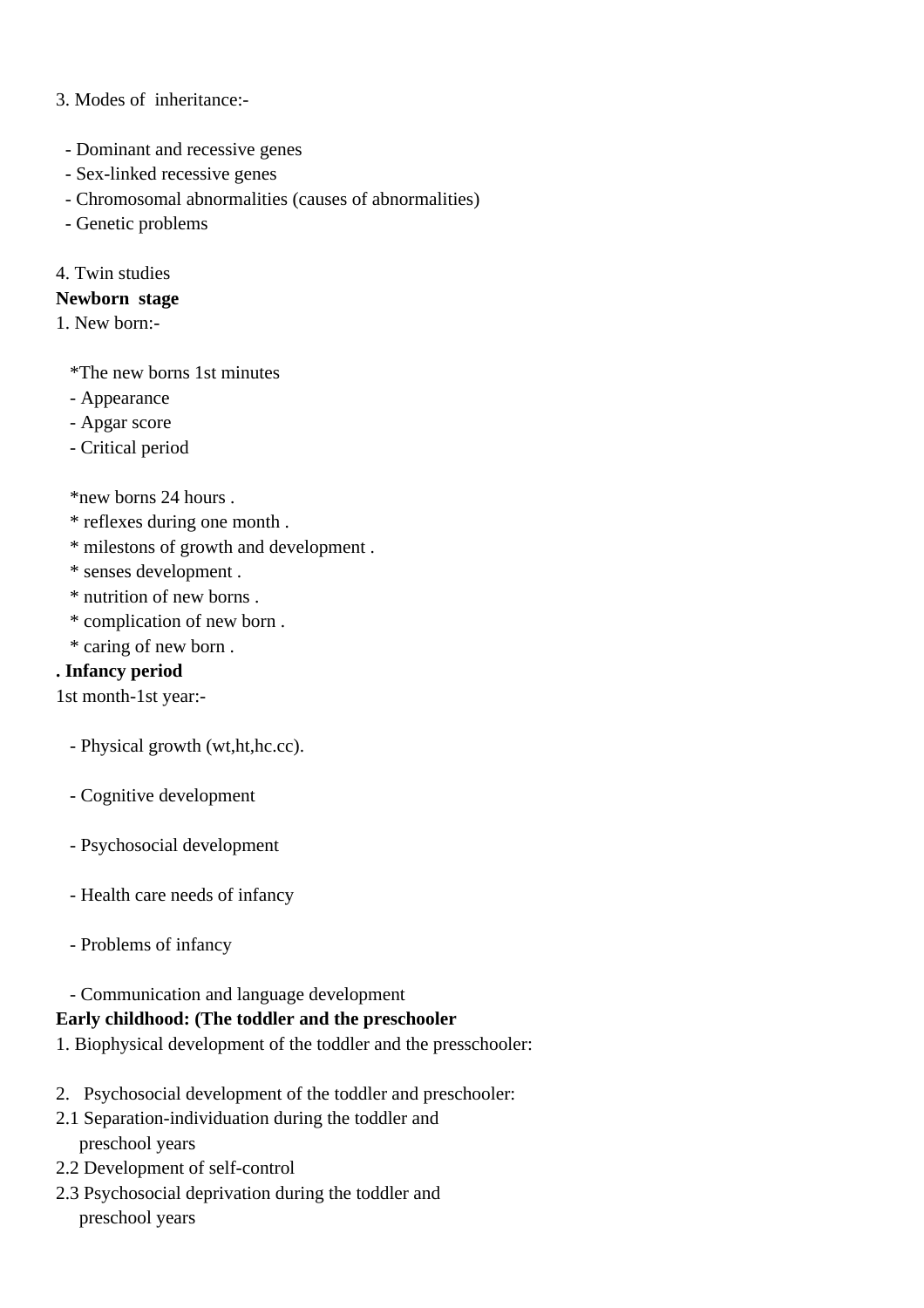3. Modes of  inheritance:-

- Dominant and recessive genes
- Sex-linked recessive genes
- Chromosomal abnormalities (causes of abnormalities)
- Genetic problems

4. Twin studies

**Newborn  stage**

1. New born:-

*The new borns 1st minutes
- Appearance
- Apgar score
- Critical period

*new borns 24 hours .
* reflexes during one month .
* milestons of growth and development .
* senses development .
* nutrition of new borns .
* complication of new born .
* caring of new born .

**. Infancy period**

1st month-1st year:-

- Physical growth (wt,ht,hc.cc).

- Cognitive development

- Psychosocial development

- Health care needs of infancy

- Problems of infancy

- Communication and language development

**Early childhood: (The toddler and the preschooler**

1. Biophysical development of the toddler and the presschooler:

2.  Psychosocial development of the toddler and preschooler:

2.1 Separation-individuation during the toddler and preschool years

2.2 Development of self-control

2.3 Psychosocial deprivation during the toddler and preschool years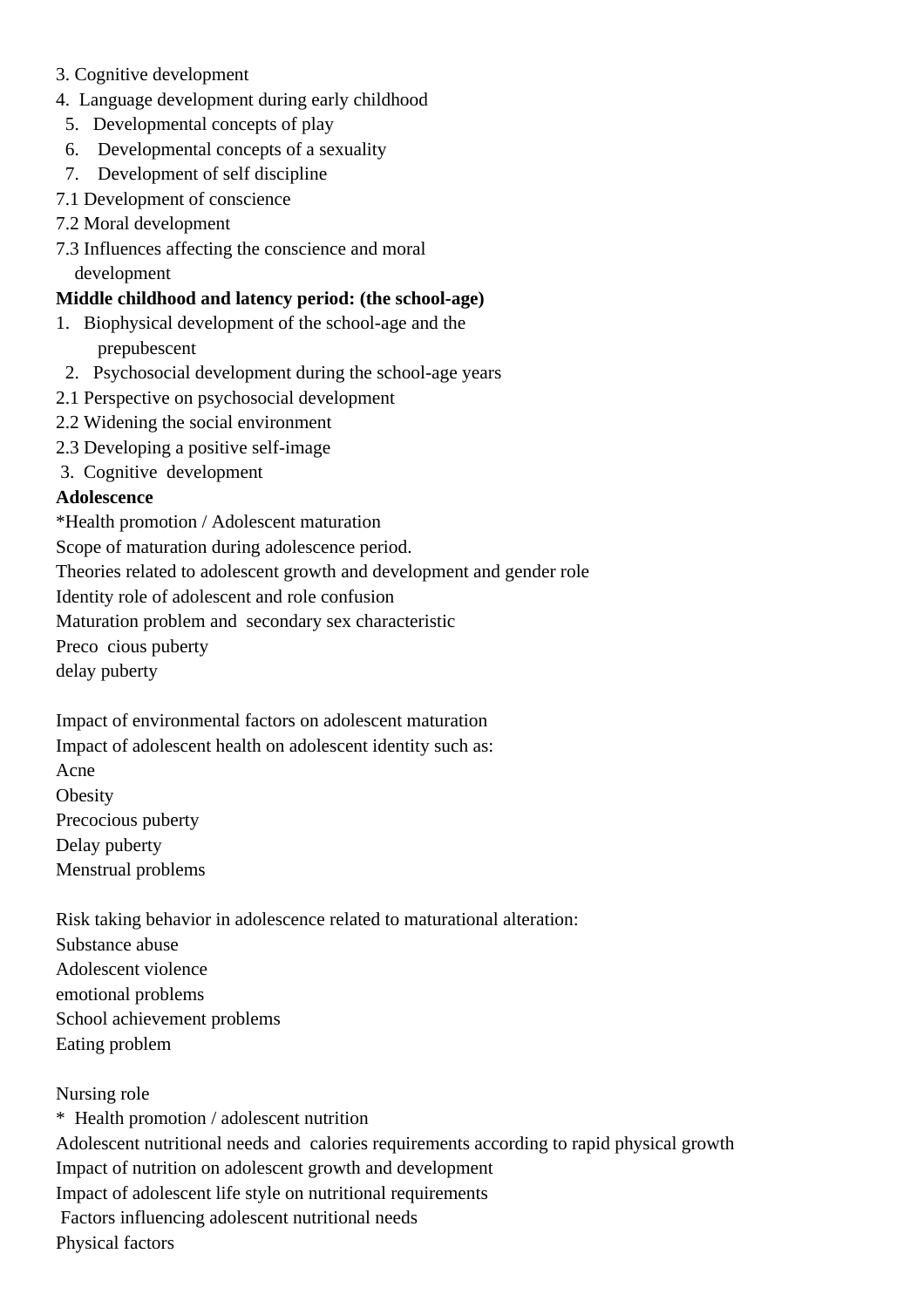3. Cognitive development
4. Language development during early childhood
5. Developmental concepts of play
6. Developmental concepts of a sexuality
7. Development of self discipline

7.1 Development of conscience
7.2 Moral development
7.3 Influences affecting the conscience and moral development

**Middle childhood and latency period: (the school-age)**

1. Biophysical development of the school-age and the prepubescent
2. Psychosocial development during the school-age years

2.1 Perspective on psychosocial development
2.2 Widening the social environment
2.3 Developing a positive self-image

3. Cognitive development

**Adolescence**

*Health promotion / Adolescent maturation
Scope of maturation during adolescence period.
Theories related to adolescent growth and development and gender role
Identity role of adolescent and role confusion
Maturation problem and secondary sex characteristic
Preco cious puberty
delay puberty

Impact of environmental factors on adolescent maturation
Impact of adolescent health on adolescent identity such as:
Acne
Obesity
Precocious puberty
Delay puberty
Menstrual problems

Risk taking behavior in adolescence related to maturational alteration:
Substance abuse
Adolescent violence
emotional problems
School achievement problems
Eating problem

Nursing role
* Health promotion / adolescent nutrition
Adolescent nutritional needs and calories requirements according to rapid physical growth
Impact of nutrition on adolescent growth and development
Impact of adolescent life style on nutritional requirements
Factors influencing adolescent nutritional needs
Physical factors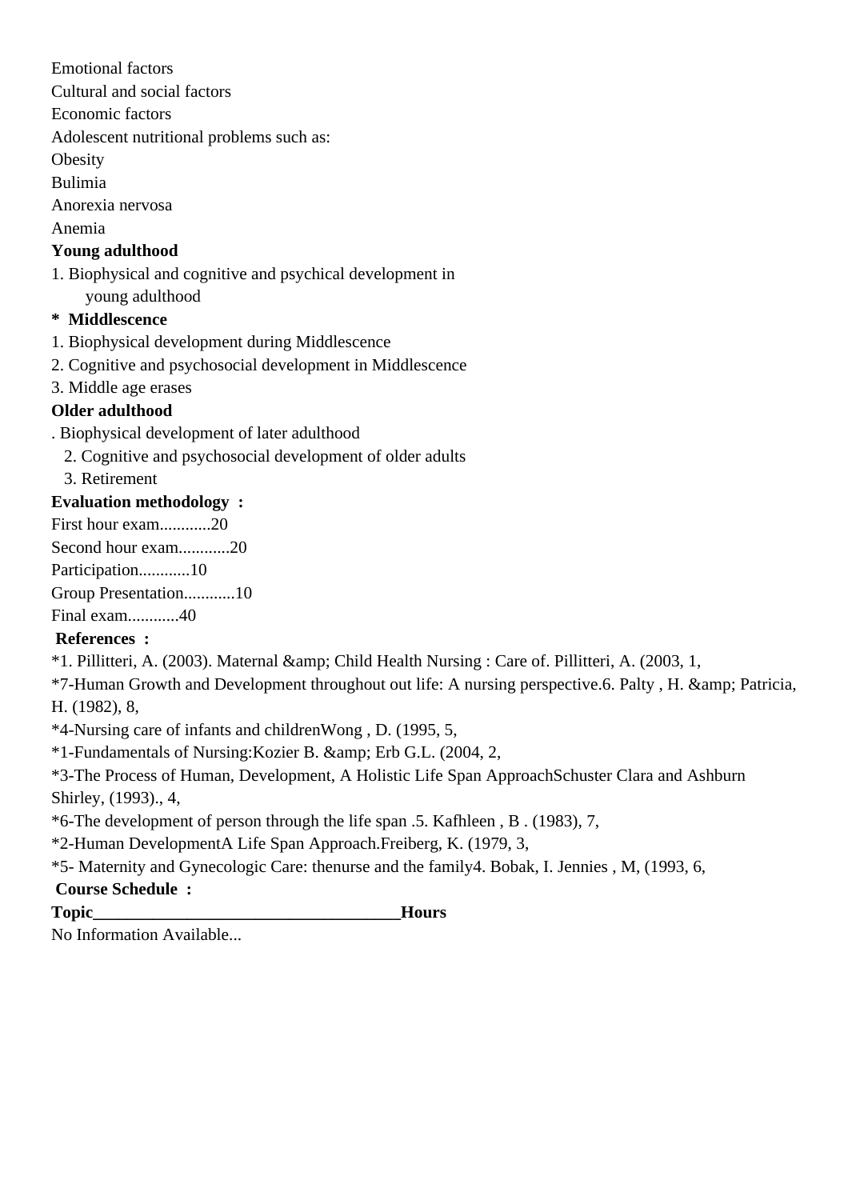Emotional factors
Cultural and social factors
Economic factors
Adolescent nutritional problems such as:
Obesity
Bulimia
Anorexia nervosa
Anemia

**Young adulthood**

1. Biophysical and cognitive and psychical development in
   young adulthood

**\*  Middlescence**

1. Biophysical development during Middlescence
2. Cognitive and psychosocial development in Middlescence
3. Middle age erases

**Older adulthood**

. Biophysical development of later adulthood
   2. Cognitive and psychosocial development of older adults
   3. Retirement

**Evaluation methodology  :**

First hour exam............20
Second hour exam............20
Participation............10
Group Presentation............10
Final exam............40

**References  :**

*1. Pillitteri, A. (2003). Maternal &amp; Child Health Nursing : Care of. Pillitteri, A. (2003, 1,
*7-Human Growth and Development throughout out life: A nursing perspective.6. Palty , H. &amp; Patricia, H. (1982), 8,
*4-Nursing care of infants and childrenWong , D. (1995, 5,
*1-Fundamentals of Nursing:Kozier B. &amp; Erb G.L. (2004, 2,
*3-The Process of Human, Development, A Holistic Life Span ApproachSchuster Clara and Ashburn Shirley, (1993)., 4,
*6-The development of person through the life span .5. Kafhleen , B . (1983), 7,
*2-Human DevelopmentA Life Span Approach.Freiberg, K. (1979, 3,
*5- Maternity and Gynecologic Care: thenurse and the family4. Bobak, I. Jennies , M, (1993, 6,

**Course Schedule  :**

**Topic___________________________________Hours**

No Information Available...